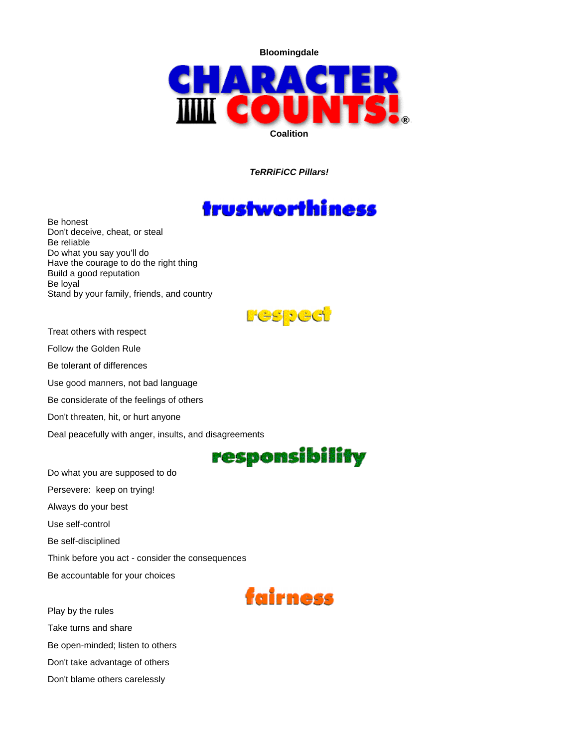**Bloomingdale**

# CHARACTER COUNTS!®

**Coalition**

***TeRRiFiCC Pillars!***

## trustworthiness

Be honest
Don't deceive, cheat, or steal
Be reliable
Do what you say you'll do
Have the courage to do the right thing
Build a good reputation
Be loyal
Stand by your family, friends, and country

## respect

Treat others with respect

Follow the Golden Rule

Be tolerant of differences

Use good manners, not bad language

Be considerate of the feelings of others

Don't threaten, hit, or hurt anyone

Deal peacefully with anger, insults, and disagreements

## responsibility

Do what you are supposed to do

Persevere: keep on trying!

Always do your best

Use self-control

Be self-disciplined

Think before you act - consider the consequences

Be accountable for your choices

## fairness

Play by the rules

Take turns and share

Be open-minded; listen to others

Don't take advantage of others

Don't blame others carelessly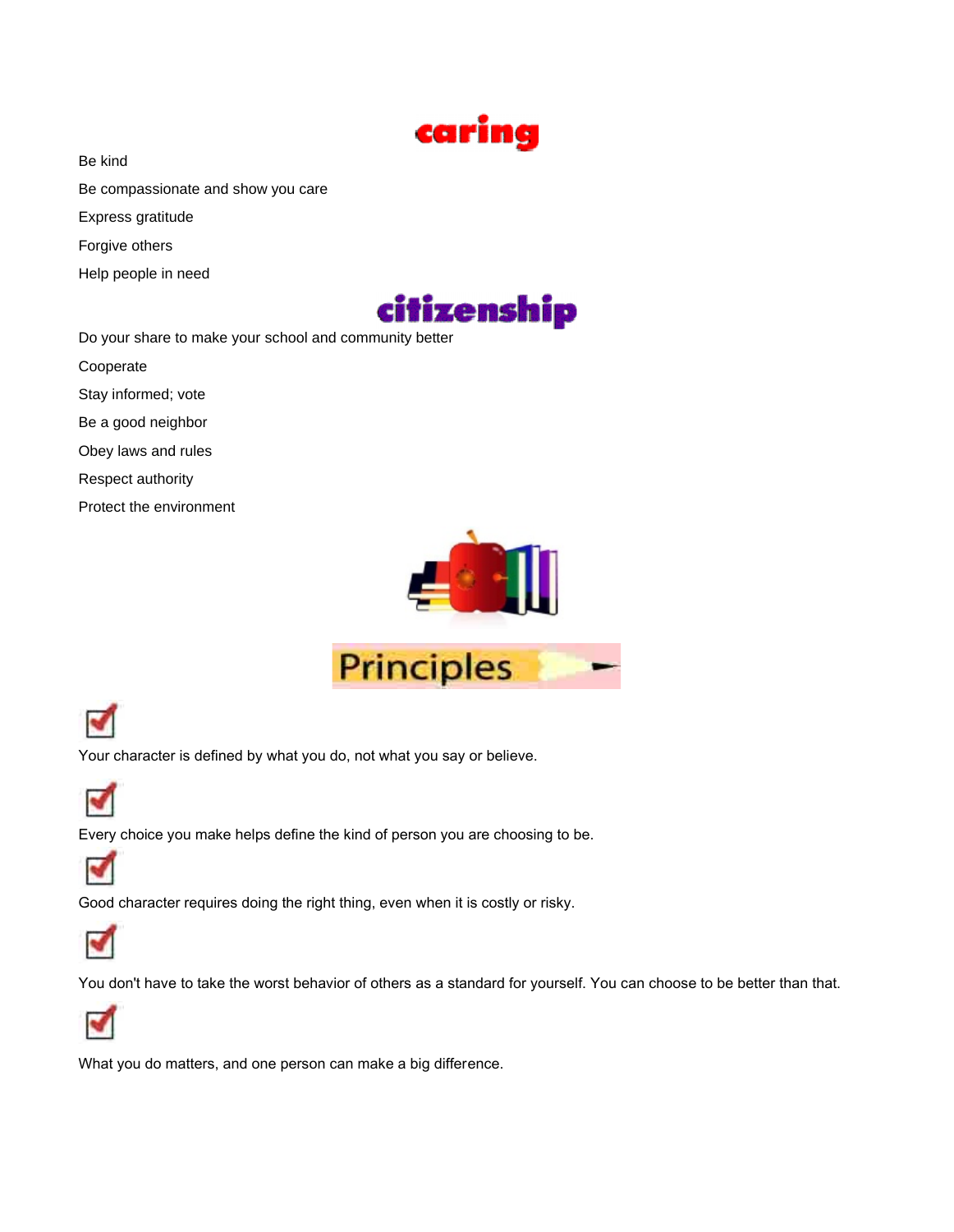## caring

Be kind

Be compassionate and show you care

Express gratitude

Forgive others

Help people in need

## citizenship

Do your share to make your school and community better

Cooperate

Stay informed; vote

Be a good neighbor

Obey laws and rules

Respect authority

Protect the environment

## Principles

- Your character is defined by what you do, not what you say or believe.
- Every choice you make helps define the kind of person you are choosing to be.
- Good character requires doing the right thing, even when it is costly or risky.
- You don't have to take the worst behavior of others as a standard for yourself. You can choose to be better than that.
- What you do matters, and one person can make a big difference.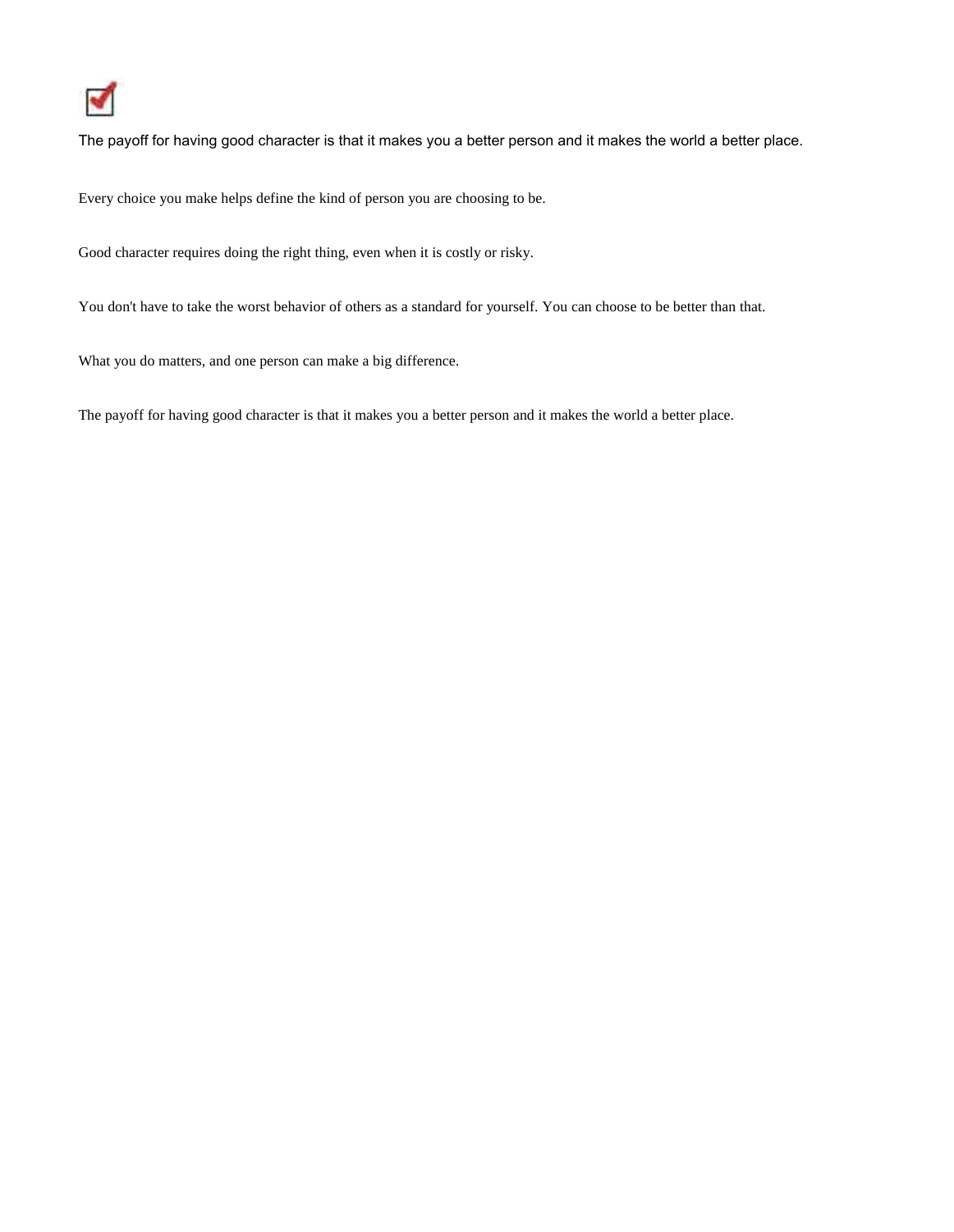The payoff for having good character is that it makes you a better person and it makes the world a better place.

Every choice you make helps define the kind of person you are choosing to be.

Good character requires doing the right thing, even when it is costly or risky.

You don't have to take the worst behavior of others as a standard for yourself. You can choose to be better than that.

What you do matters, and one person can make a big difference.

The payoff for having good character is that it makes you a better person and it makes the world a better place.